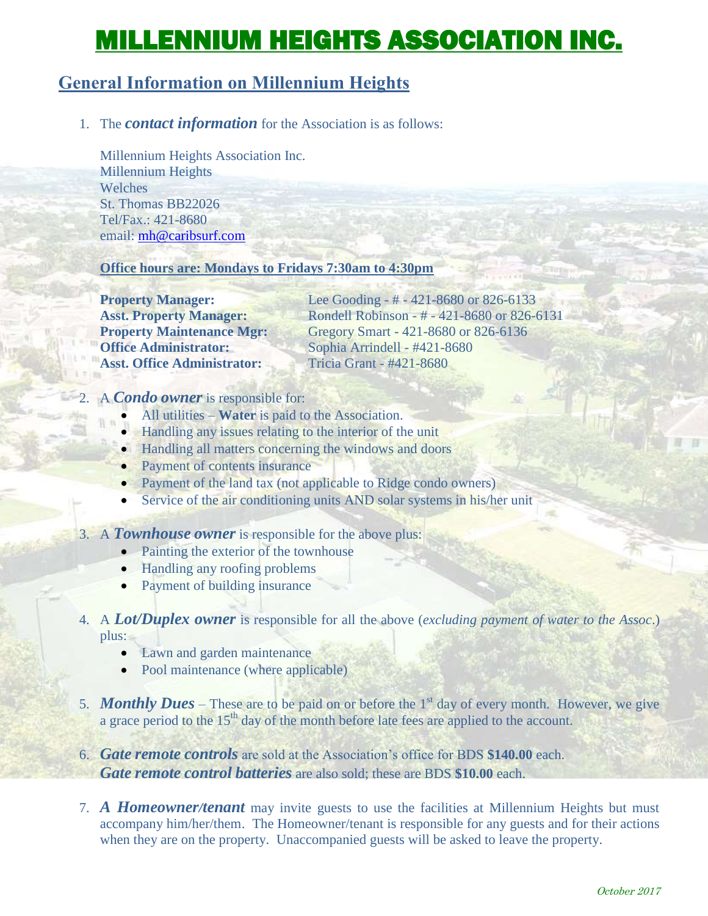# MILLENNIUM HEIGHTS ASSOCIATION INC.

## General Information on Millennium Heights

1. The ***contact information*** for the Association is as follows:

   Millennium Heights Association Inc.
   Millennium Heights
   Welches
   St. Thomas BB22026
   Tel/Fax.: 421-8680
   email: mh@caribsurf.com

   **Office hours are: Mondays to Fridays 7:30am to 4:30pm**

   | | |
   |---|---|
   | **Property Manager:** | Lee Gooding - # - 421-8680 or 826-6133 |
   | **Asst. Property Manager:** | Rondell Robinson - # - 421-8680 or 826-6131 |
   | **Property Maintenance Mgr:** | Gregory Smart - 421-8680 or 826-6136 |
   | **Office Administrator:** | Sophia Arrindell - #421-8680 |
   | **Asst. Office Administrator:** | Tricia Grant - #421-8680 |

2. A ***Condo owner*** is responsible for:
   - All utilities – **Water** is paid to the Association.
   - Handling any issues relating to the interior of the unit
   - Handling all matters concerning the windows and doors
   - Payment of contents insurance
   - Payment of the land tax (not applicable to Ridge condo owners)
   - Service of the air conditioning units AND solar systems in his/her unit

3. A ***Townhouse owner*** is responsible for the above plus:
   - Painting the exterior of the townhouse
   - Handling any roofing problems
   - Payment of building insurance

4. A ***Lot/Duplex owner*** is responsible for all the above (*excluding payment of water to the Assoc*.) plus:
   - Lawn and garden maintenance
   - Pool maintenance (where applicable)

5. ***Monthly Dues*** – These are to be paid on or before the 1st day of every month. However, we give a grace period to the 15th day of the month before late fees are applied to the account.

6. ***Gate remote controls*** are sold at the Association's office for BDS **$140.00** each.
   ***Gate remote control batteries*** are also sold; these are BDS **$10.00** each.

7. ***A Homeowner/tenant*** may invite guests to use the facilities at Millennium Heights but must accompany him/her/them. The Homeowner/tenant is responsible for any guests and for their actions when they are on the property. Unaccompanied guests will be asked to leave the property.

*October 2017*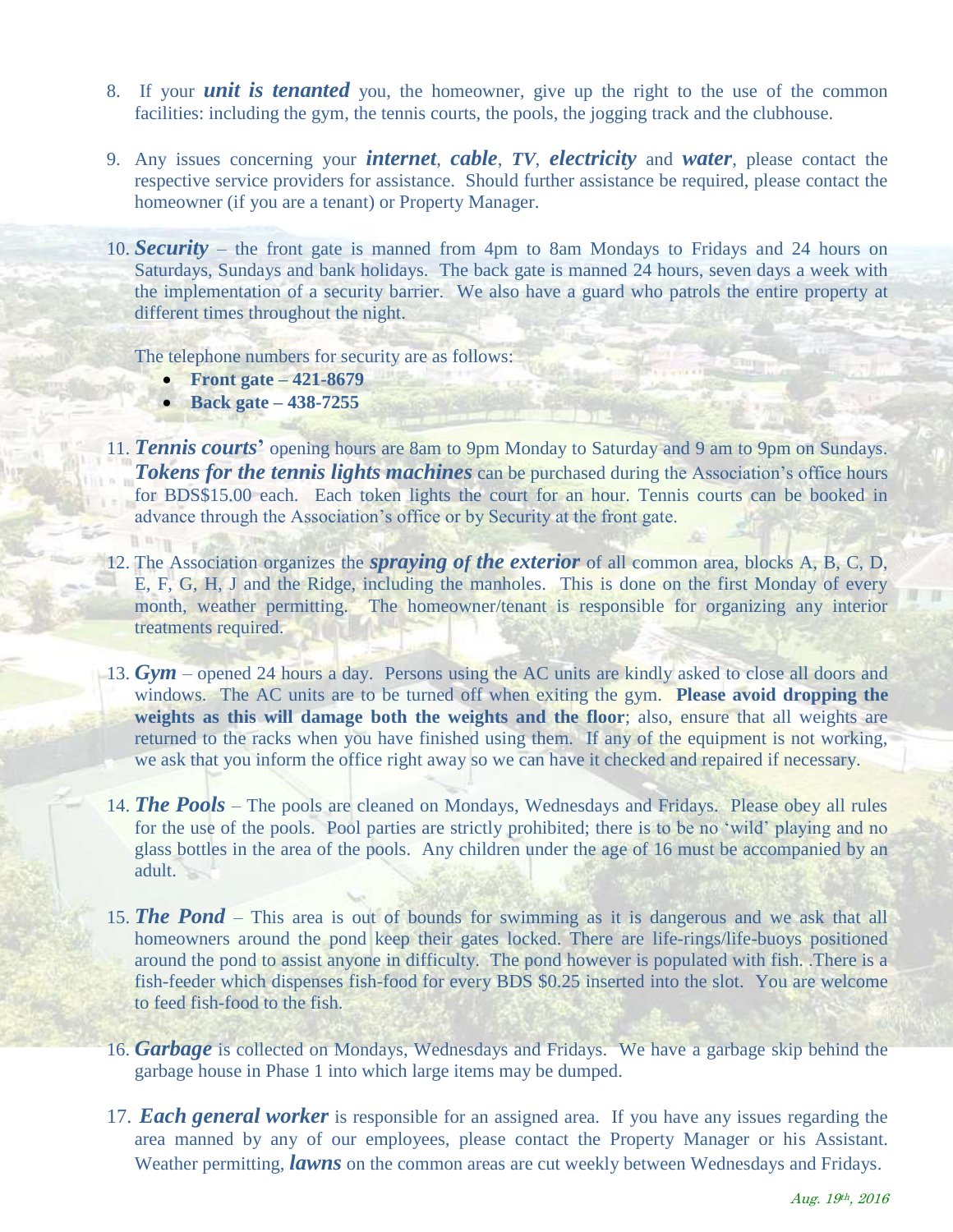8. If your ***unit is tenanted*** you, the homeowner, give up the right to the use of the common facilities: including the gym, the tennis courts, the pools, the jogging track and the clubhouse.

9. Any issues concerning your ***internet***, ***cable***, ***TV***, ***electricity*** and ***water***, please contact the respective service providers for assistance. Should further assistance be required, please contact the homeowner (if you are a tenant) or Property Manager.

10. ***Security*** – the front gate is manned from 4pm to 8am Mondays to Fridays and 24 hours on Saturdays, Sundays and bank holidays. The back gate is manned 24 hours, seven days a week with the implementation of a security barrier. We also have a guard who patrols the entire property at different times throughout the night.

    The telephone numbers for security are as follows:

    - **Front gate – 421-8679**
    - **Back gate – 438-7255**

11. ***Tennis courts*'** opening hours are 8am to 9pm Monday to Saturday and 9 am to 9pm on Sundays. ***Tokens for the tennis lights machines*** can be purchased during the Association's office hours for BDS$15.00 each. Each token lights the court for an hour. Tennis courts can be booked in advance through the Association's office or by Security at the front gate.

12. The Association organizes the ***spraying of the exterior*** of all common area, blocks A, B, C, D, E, F, G, H, J and the Ridge, including the manholes. This is done on the first Monday of every month, weather permitting. The homeowner/tenant is responsible for organizing any interior treatments required.

13. ***Gym*** – opened 24 hours a day. Persons using the AC units are kindly asked to close all doors and windows. The AC units are to be turned off when exiting the gym. **Please avoid dropping the weights as this will damage both the weights and the floor**; also, ensure that all weights are returned to the racks when you have finished using them. If any of the equipment is not working, we ask that you inform the office right away so we can have it checked and repaired if necessary.

14. ***The Pools*** – The pools are cleaned on Mondays, Wednesdays and Fridays. Please obey all rules for the use of the pools. Pool parties are strictly prohibited; there is to be no 'wild' playing and no glass bottles in the area of the pools. Any children under the age of 16 must be accompanied by an adult.

15. ***The Pond*** – This area is out of bounds for swimming as it is dangerous and we ask that all homeowners around the pond keep their gates locked. There are life-rings/life-buoys positioned around the pond to assist anyone in difficulty. The pond however is populated with fish. .There is a fish-feeder which dispenses fish-food for every BDS $0.25 inserted into the slot. You are welcome to feed fish-food to the fish.

16. ***Garbage*** is collected on Mondays, Wednesdays and Fridays. We have a garbage skip behind the garbage house in Phase 1 into which large items may be dumped.

17. ***Each general worker*** is responsible for an assigned area. If you have any issues regarding the area manned by any of our employees, please contact the Property Manager or his Assistant. Weather permitting, ***lawns*** on the common areas are cut weekly between Wednesdays and Fridays.

*Aug. 19th, 2016*